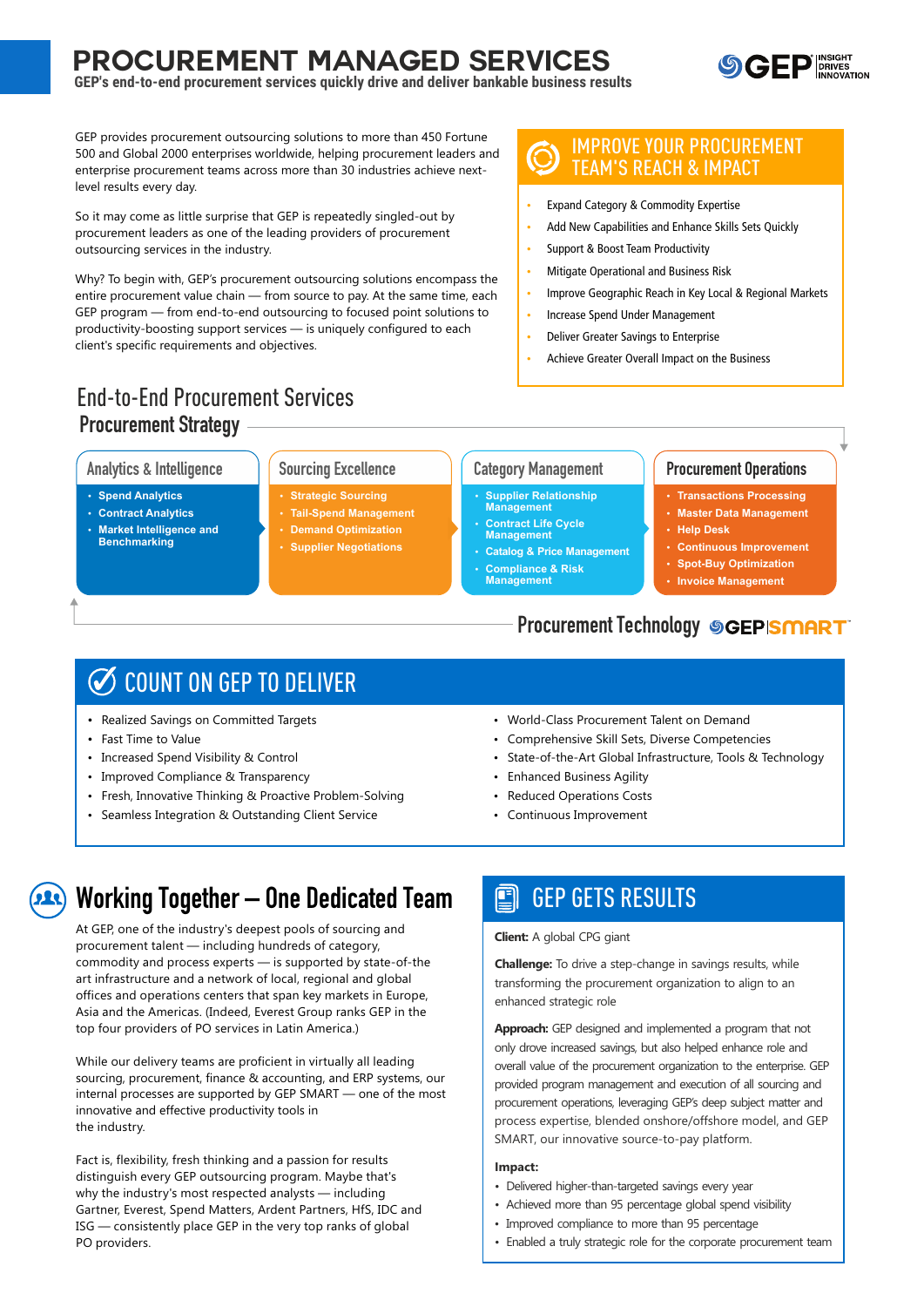# PROCUREMENT MANAGED SERVICES

**GEP's end-to-end procurement services quickly drive and deliver bankable business results**

GEP provides procurement outsourcing solutions to more than 450 Fortune 500 and Global 2000 enterprises worldwide, helping procurement leaders and enterprise procurement teams across more than 30 industries achieve next-level results every day.

So it may come as little surprise that GEP is repeatedly singled-out by procurement leaders as one of the leading providers of procurement outsourcing services in the industry.

Why? To begin with, GEP's procurement outsourcing solutions encompass the entire procurement value chain — from source to pay. At the same time, each GEP program — from end-to-end outsourcing to focused point solutions to productivity-boosting support services — is uniquely configured to each client's specific requirements and objectives.

## IMPROVE YOUR PROCUREMENT TEAM'S REACH & IMPACT

- Expand Category & Commodity Expertise
- Add New Capabilities and Enhance Skills Sets Quickly
- Support & Boost Team Productivity
- Mitigate Operational and Business Risk
- Improve Geographic Reach in Key Local & Regional Markets
- Increase Spend Under Management
- Deliver Greater Savings to Enterprise
- Achieve Greater Overall Impact on the Business

## End-to-End Procurement Services

### Procurement Strategy

**Analytics & Intelligence**
- Spend Analytics
- Contract Analytics
- Market Intelligence and Benchmarking

**Sourcing Excellence**
- Strategic Sourcing
- Tail-Spend Management
- Demand Optimization
- Supplier Negotiations

**Category Management**
- Supplier Relationship Management
- Contract Life Cycle Management
- Catalog & Price Management
- Compliance & Risk Management

**Procurement Operations**
- Transactions Processing
- Master Data Management
- Help Desk
- Continuous Improvement
- Spot-Buy Optimization
- Invoice Management

### Procurement Technology — GEP SMART

## COUNT ON GEP TO DELIVER

- Realized Savings on Committed Targets
- Fast Time to Value
- Increased Spend Visibility & Control
- Improved Compliance & Transparency
- Fresh, Innovative Thinking & Proactive Problem-Solving
- Seamless Integration & Outstanding Client Service
- World-Class Procurement Talent on Demand
- Comprehensive Skill Sets, Diverse Competencies
- State-of-the-Art Global Infrastructure, Tools & Technology
- Enhanced Business Agility
- Reduced Operations Costs
- Continuous Improvement

## Working Together – One Dedicated Team

At GEP, one of the industry's deepest pools of sourcing and procurement talent — including hundreds of category, commodity and process experts — is supported by state-of-the art infrastructure and a network of local, regional and global offices and operations centers that span key markets in Europe, Asia and the Americas. (Indeed, Everest Group ranks GEP in the top four providers of PO services in Latin America.)

While our delivery teams are proficient in virtually all leading sourcing, procurement, finance & accounting, and ERP systems, our internal processes are supported by GEP SMART — one of the most innovative and effective productivity tools in the industry.

Fact is, flexibility, fresh thinking and a passion for results distinguish every GEP outsourcing program. Maybe that's why the industry's most respected analysts — including Gartner, Everest, Spend Matters, Ardent Partners, HfS, IDC and ISG — consistently place GEP in the very top ranks of global PO providers.

## GEP GETS RESULTS

**Client:** A global CPG giant

**Challenge:** To drive a step-change in savings results, while transforming the procurement organization to align to an enhanced strategic role

**Approach:** GEP designed and implemented a program that not only drove increased savings, but also helped enhance role and overall value of the procurement organization to the enterprise. GEP provided program management and execution of all sourcing and procurement operations, leveraging GEP's deep subject matter and process expertise, blended onshore/offshore model, and GEP SMART, our innovative source-to-pay platform.

**Impact:**
- Delivered higher-than-targeted savings every year
- Achieved more than 95 percentage global spend visibility
- Improved compliance to more than 95 percentage
- Enabled a truly strategic role for the corporate procurement team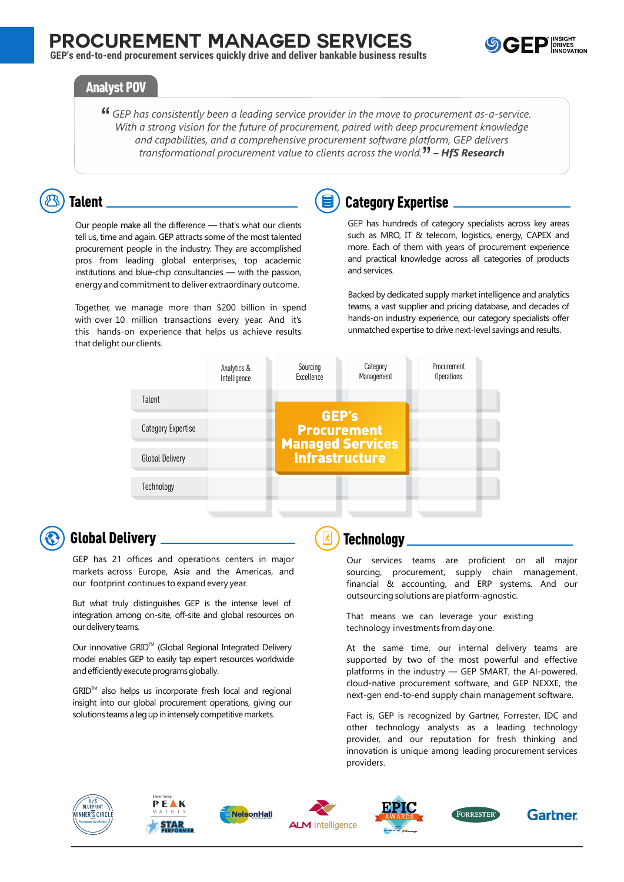# PROCUREMENT MANAGED SERVICES

**GEP's end-to-end procurement services quickly drive and deliver bankable business results**

## Analyst POV

*"GEP has consistently been a leading service provider in the move to procurement as-a-service. With a strong vision for the future of procurement, paired with deep procurement knowledge and capabilities, and a comprehensive procurement software platform, GEP delivers transformational procurement value to clients across the world."* – ***HfS Research***

## Talent

Our people make all the difference — that's what our clients tell us, time and again. GEP attracts some of the most talented procurement people in the industry. They are accomplished pros from leading global enterprises, top academic institutions and blue-chip consultancies — with the passion, energy and commitment to deliver extraordinary outcome.

Together, we manage more than $200 billion in spend with over 10 million transactions every year. And it's this hands-on experience that helps us achieve results that delight our clients.

## Category Expertise

GEP has hundreds of category specialists across key areas such as MRO, IT & telecom, logistics, energy, CAPEX and more. Each of them with years of procurement experience and practical knowledge across all categories of products and services.

Backed by dedicated supply market intelligence and analytics teams, a vast supplier and pricing database, and decades of hands-on industry experience, our category specialists offer unmatched expertise to drive next-level savings and results.

| | Analytics & Intelligence | Sourcing Excellence | Category Management | Procurement Operations |
|---|---|---|---|---|
| Talent | | | | |
| Category Expertise | | | | |
| Global Delivery | | | | |
| Technology | | | | |

**GEP's Procurement Managed Services Infrastructure**

## Global Delivery

GEP has 21 offices and operations centers in major markets across Europe, Asia and the Americas, and our footprint continues to expand every year.

But what truly distinguishes GEP is the intense level of integration among on-site, off-site and global resources on our delivery teams.

Our innovative GRID™ (Global Regional Integrated Delivery model enables GEP to easily tap expert resources worldwide and efficiently execute programs globally.

GRID™ also helps us incorporate fresh local and regional insight into our global procurement operations, giving our solutions teams a leg up in intensely competitive markets.

## Technology

Our services teams are proficient on all major sourcing, procurement, supply chain management, financial & accounting, and ERP systems. And our outsourcing solutions are platform-agnostic.

That means we can leverage your existing technology investments from day one.

At the same time, our internal delivery teams are supported by two of the most powerful and effective platforms in the industry — GEP SMART, the AI-powered, cloud-native procurement software, and GEP NEXXE, the next-gen end-to-end supply chain management software.

Fact is, GEP is recognized by Gartner, Forrester, IDC and other technology analysts as a leading technology provider, and our reputation for fresh thinking and innovation is unique among leading procurement services providers.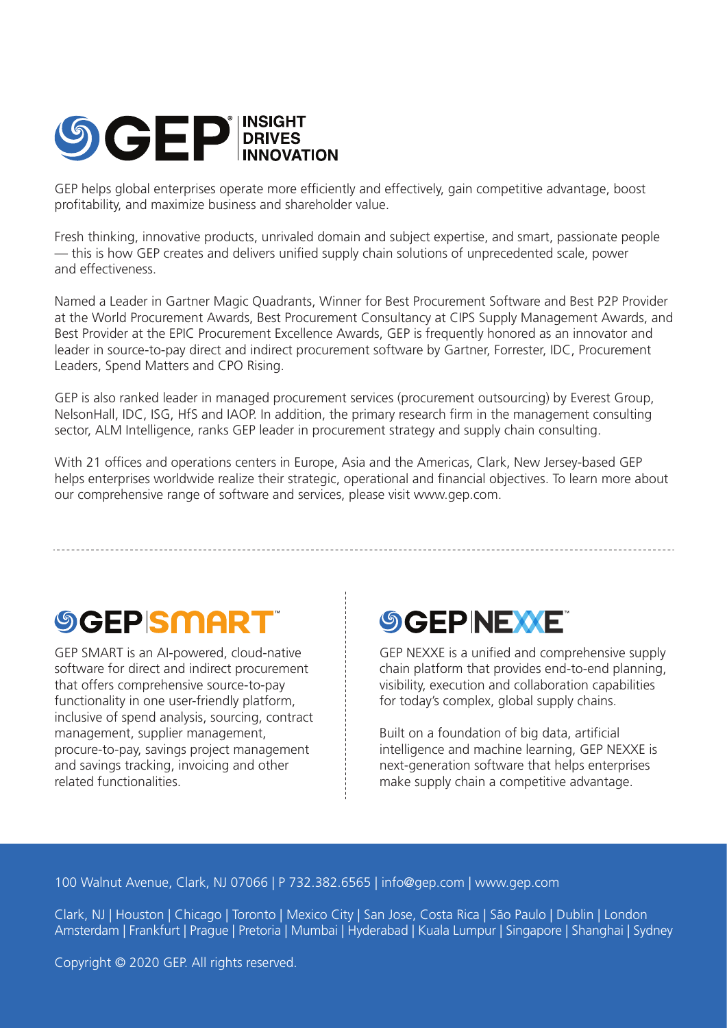# GEP® INSIGHT DRIVES INNOVATION

GEP helps global enterprises operate more efficiently and effectively, gain competitive advantage, boost profitability, and maximize business and shareholder value.

Fresh thinking, innovative products, unrivaled domain and subject expertise, and smart, passionate people — this is how GEP creates and delivers unified supply chain solutions of unprecedented scale, power and effectiveness.

Named a Leader in Gartner Magic Quadrants, Winner for Best Procurement Software and Best P2P Provider at the World Procurement Awards, Best Procurement Consultancy at CIPS Supply Management Awards, and Best Provider at the EPIC Procurement Excellence Awards, GEP is frequently honored as an innovator and leader in source-to-pay direct and indirect procurement software by Gartner, Forrester, IDC, Procurement Leaders, Spend Matters and CPO Rising.

GEP is also ranked leader in managed procurement services (procurement outsourcing) by Everest Group, NelsonHall, IDC, ISG, HfS and IAOP. In addition, the primary research firm in the management consulting sector, ALM Intelligence, ranks GEP leader in procurement strategy and supply chain consulting.

With 21 offices and operations centers in Europe, Asia and the Americas, Clark, New Jersey-based GEP helps enterprises worldwide realize their strategic, operational and financial objectives. To learn more about our comprehensive range of software and services, please visit www.gep.com.

## GEP SMART™

GEP SMART is an AI-powered, cloud-native software for direct and indirect procurement that offers comprehensive source-to-pay functionality in one user-friendly platform, inclusive of spend analysis, sourcing, contract management, supplier management, procure-to-pay, savings project management and savings tracking, invoicing and other related functionalities.

## GEP NEXXE™

GEP NEXXE is a unified and comprehensive supply chain platform that provides end-to-end planning, visibility, execution and collaboration capabilities for today's complex, global supply chains.

Built on a foundation of big data, artificial intelligence and machine learning, GEP NEXXE is next-generation software that helps enterprises make supply chain a competitive advantage.

100 Walnut Avenue, Clark, NJ 07066 | P 732.382.6565 | info@gep.com | www.gep.com

Clark, NJ | Houston | Chicago | Toronto | Mexico City | San Jose, Costa Rica | São Paulo | Dublin | London Amsterdam | Frankfurt | Prague | Pretoria | Mumbai | Hyderabad | Kuala Lumpur | Singapore | Shanghai | Sydney

Copyright © 2020 GEP. All rights reserved.